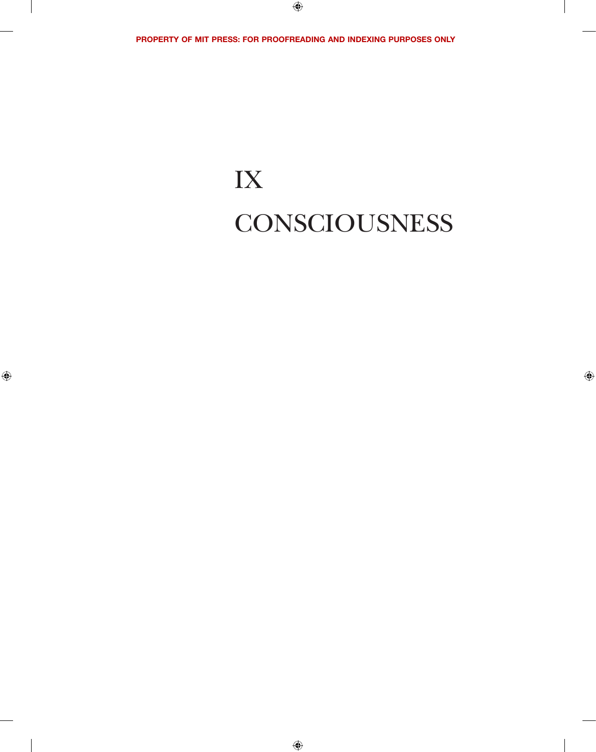# IX

# CONSCIOUSNESS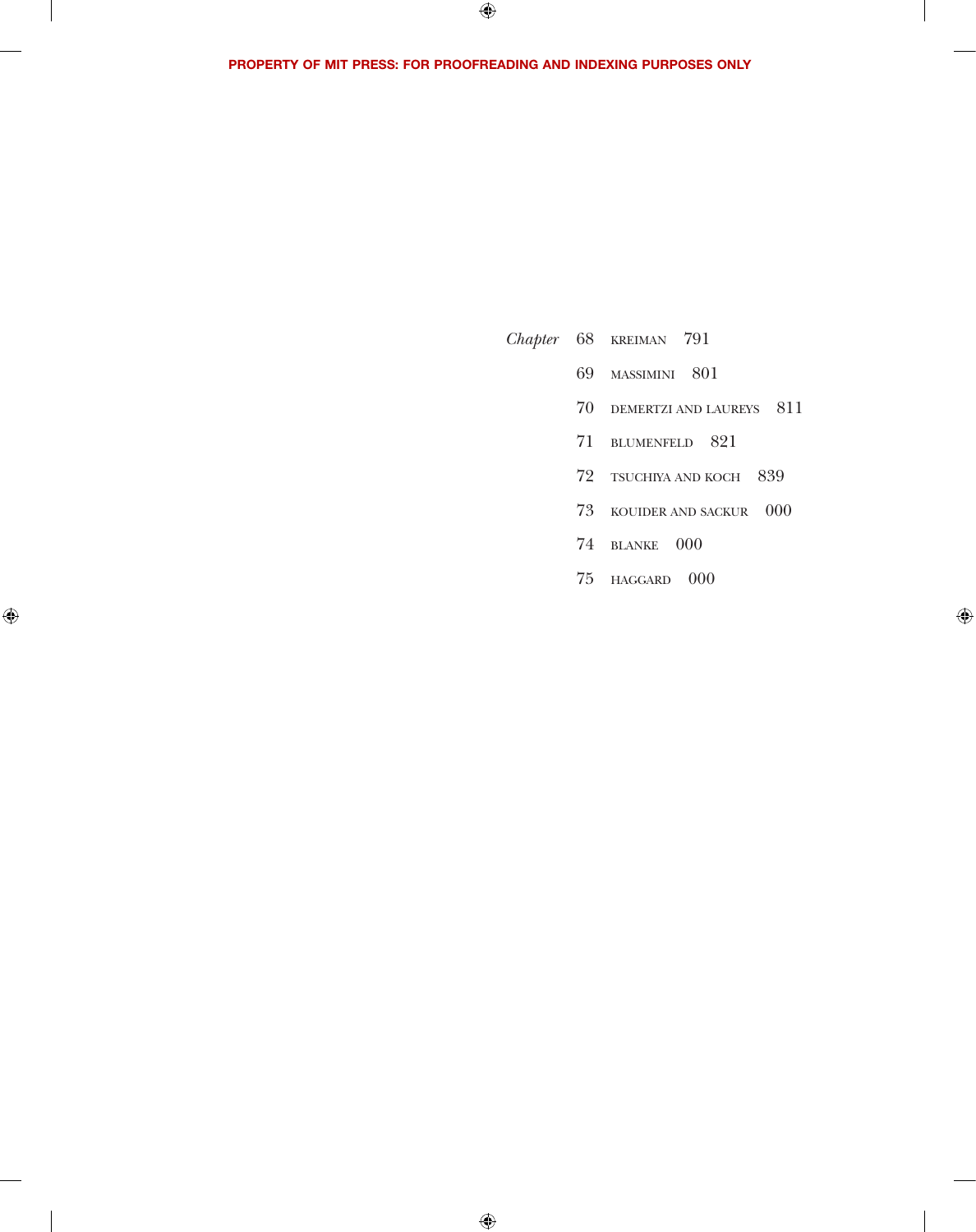*Chapter* 68 KREIMAN 791

69 MASSIMINI 801

70 DEMERTZI AND LAUREYS 811

71 BLUMENFELD 821

72 TSUCHIYA AND KOCH 839

73 KOUIDER AND SACKUR 000

74 BLANKE 000

75 HAGGARD 000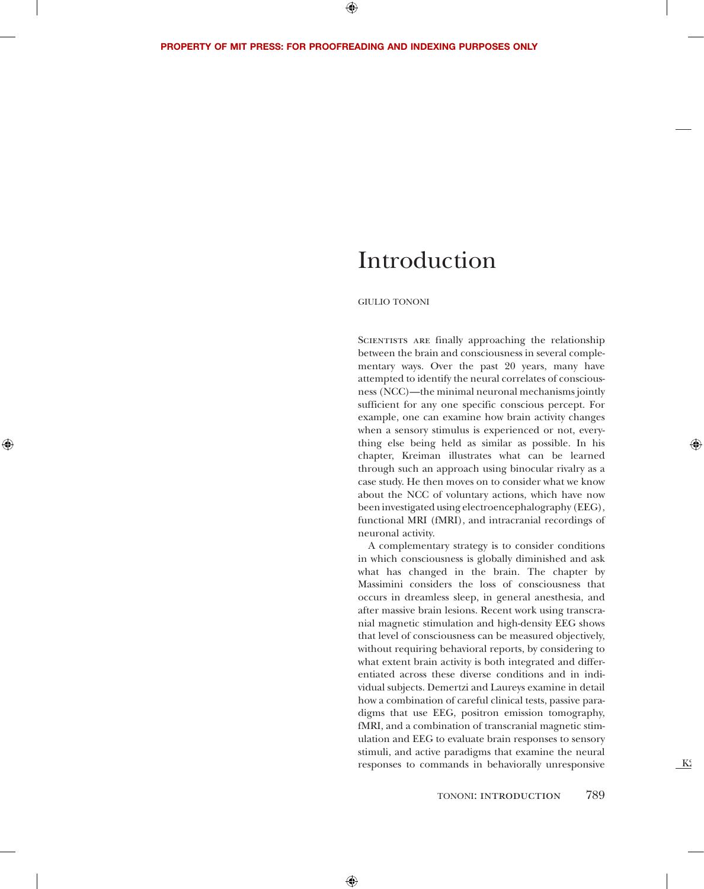# Introduction

GIULIO TONONI

Scientists are finally approaching the relationship between the brain and consciousness in several complementary ways. Over the past 20 years, many have attempted to identify the neural correlates of consciousness (NCC)—the minimal neuronal mechanisms jointly sufficient for any one specific conscious percept. For example, one can examine how brain activity changes when a sensory stimulus is experienced or not, everything else being held as similar as possible. In his chapter, Kreiman illustrates what can be learned through such an approach using binocular rivalry as a case study. He then moves on to consider what we know about the NCC of voluntary actions, which have now been investigated using electroencephalography (EEG), functional MRI (fMRI), and intracranial recordings of neuronal activity.

A complementary strategy is to consider conditions in which consciousness is globally diminished and ask what has changed in the brain. The chapter by Massimini considers the loss of consciousness that occurs in dreamless sleep, in general anesthesia, and after massive brain lesions. Recent work using transcranial magnetic stimulation and high-density EEG shows that level of consciousness can be measured objectively, without requiring behavioral reports, by considering to what extent brain activity is both integrated and differentiated across these diverse conditions and in individual subjects. Demertzi and Laureys examine in detail how a combination of careful clinical tests, passive paradigms that use EEG, positron emission tomography, fMRI, and a combination of transcranial magnetic stimulation and EEG to evaluate brain responses to sensory stimuli, and active paradigms that examine the neural responses to commands in behaviorally unresponsive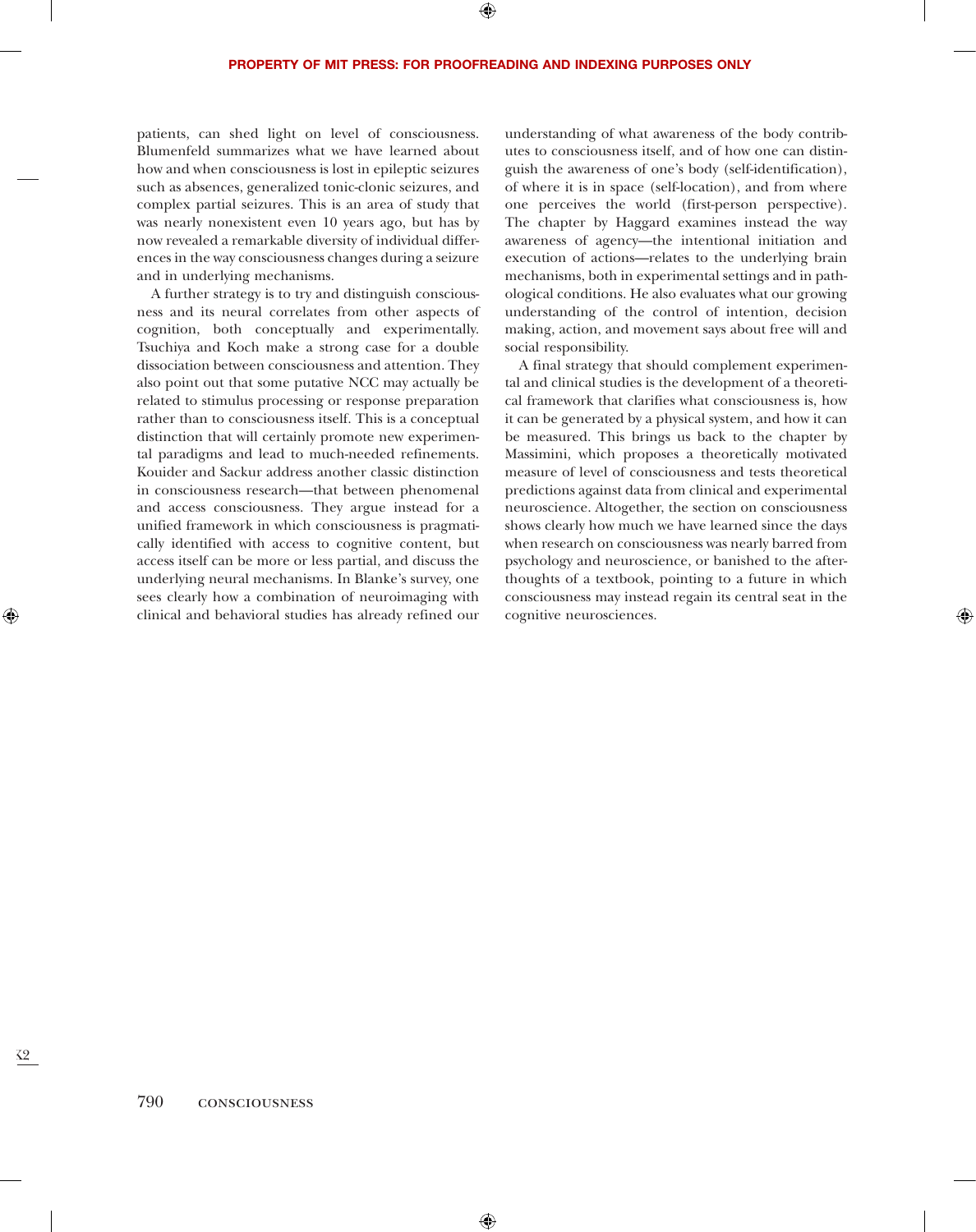patients, can shed light on level of consciousness. Blumenfeld summarizes what we have learned about how and when consciousness is lost in epileptic seizures such as absences, generalized tonic-clonic seizures, and complex partial seizures. This is an area of study that was nearly nonexistent even 10 years ago, but has by now revealed a remarkable diversity of individual differences in the way consciousness changes during a seizure and in underlying mechanisms.

A further strategy is to try and distinguish consciousness and its neural correlates from other aspects of cognition, both conceptually and experimentally. Tsuchiya and Koch make a strong case for a double dissociation between consciousness and attention. They also point out that some putative NCC may actually be related to stimulus processing or response preparation rather than to consciousness itself. This is a conceptual distinction that will certainly promote new experimental paradigms and lead to much-needed refinements. Kouider and Sackur address another classic distinction in consciousness research—that between phenomenal and access consciousness. They argue instead for a unified framework in which consciousness is pragmatically identified with access to cognitive content, but access itself can be more or less partial, and discuss the underlying neural mechanisms. In Blanke's survey, one sees clearly how a combination of neuroimaging with clinical and behavioral studies has already refined our understanding of what awareness of the body contributes to consciousness itself, and of how one can distinguish the awareness of one's body (self-identification), of where it is in space (self-location), and from where one perceives the world (first-person perspective). The chapter by Haggard examines instead the way awareness of agency—the intentional initiation and execution of actions—relates to the underlying brain mechanisms, both in experimental settings and in pathological conditions. He also evaluates what our growing understanding of the control of intention, decision making, action, and movement says about free will and social responsibility.

A final strategy that should complement experimental and clinical studies is the development of a theoretical framework that clarifies what consciousness is, how it can be generated by a physical system, and how it can be measured. This brings us back to the chapter by Massimini, which proposes a theoretically motivated measure of level of consciousness and tests theoretical predictions against data from clinical and experimental neuroscience. Altogether, the section on consciousness shows clearly how much we have learned since the days when research on consciousness was nearly barred from psychology and neuroscience, or banished to the afterthoughts of a textbook, pointing to a future in which consciousness may instead regain its central seat in the cognitive neurosciences.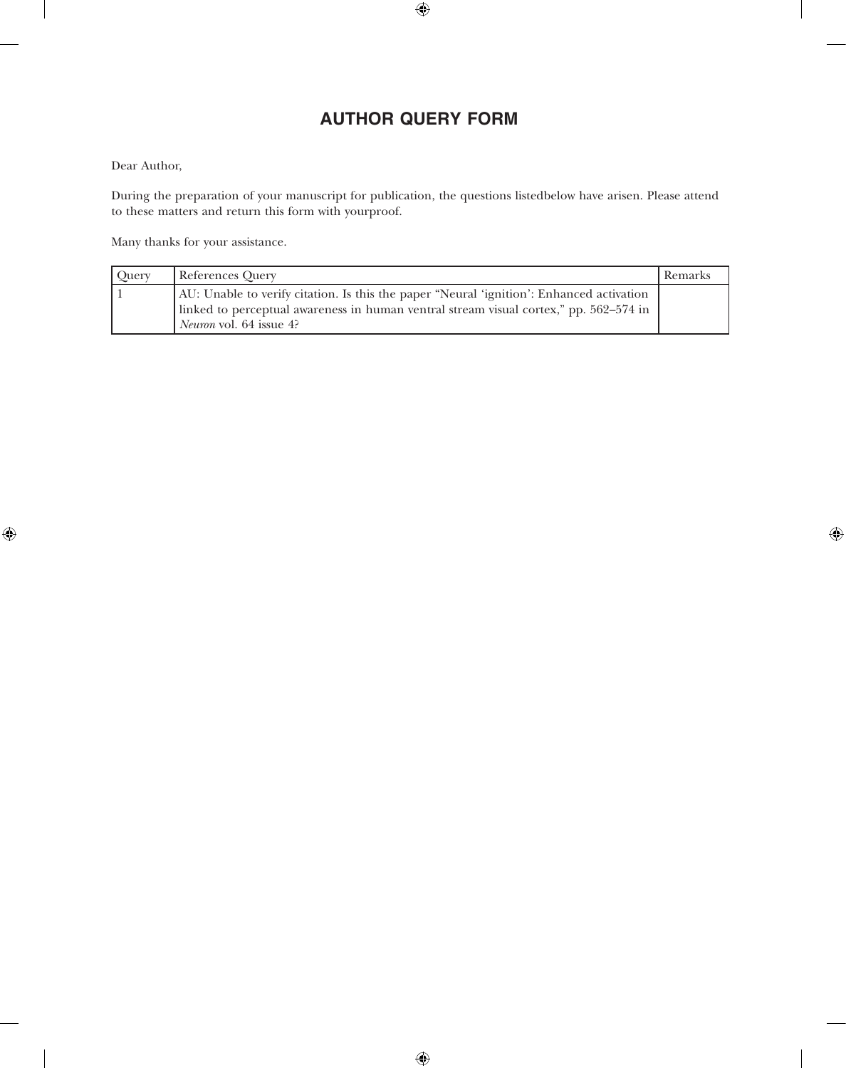# AUTHOR QUERY FORM

Dear Author,

During the preparation of your manuscript for publication, the questions listedbelow have arisen. Please attend to these matters and return this form with yourproof.

Many thanks for your assistance.

| Query | References Query | Remarks |
|---|---|---|
| 1 | AU: Unable to verify citation. Is this the paper "Neural 'ignition': Enhanced activation linked to perceptual awareness in human ventral stream visual cortex," pp. 562–574 in *Neuron* vol. 64 issue 4? | |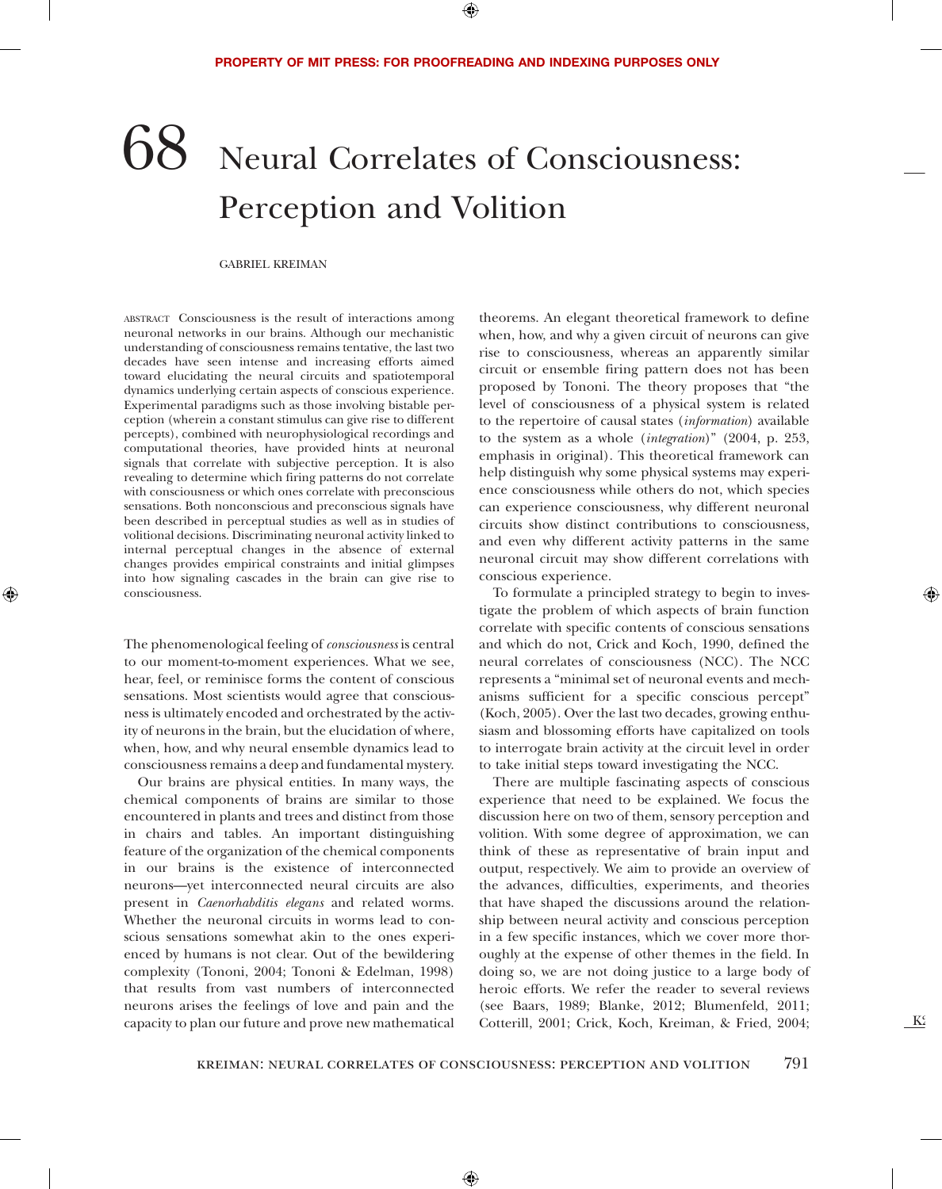# 68 Neural Correlates of Consciousness: Perception and Volition

GABRIEL KREIMAN

ABSTRACT Consciousness is the result of interactions among neuronal networks in our brains. Although our mechanistic understanding of consciousness remains tentative, the last two decades have seen intense and increasing efforts aimed toward elucidating the neural circuits and spatiotemporal dynamics underlying certain aspects of conscious experience. Experimental paradigms such as those involving bistable perception (wherein a constant stimulus can give rise to different percepts), combined with neurophysiological recordings and computational theories, have provided hints at neuronal signals that correlate with subjective perception. It is also revealing to determine which firing patterns do not correlate with consciousness or which ones correlate with preconscious sensations. Both nonconscious and preconscious signals have been described in perceptual studies as well as in studies of volitional decisions. Discriminating neuronal activity linked to internal perceptual changes in the absence of external changes provides empirical constraints and initial glimpses into how signaling cascades in the brain can give rise to consciousness.

The phenomenological feeling of *consciousness* is central to our moment-to-moment experiences. What we see, hear, feel, or reminisce forms the content of conscious sensations. Most scientists would agree that consciousness is ultimately encoded and orchestrated by the activity of neurons in the brain, but the elucidation of where, when, how, and why neural ensemble dynamics lead to consciousness remains a deep and fundamental mystery.

Our brains are physical entities. In many ways, the chemical components of brains are similar to those encountered in plants and trees and distinct from those in chairs and tables. An important distinguishing feature of the organization of the chemical components in our brains is the existence of interconnected neurons—yet interconnected neural circuits are also present in *Caenorhabditis elegans* and related worms. Whether the neuronal circuits in worms lead to conscious sensations somewhat akin to the ones experienced by humans is not clear. Out of the bewildering complexity (Tononi, 2004; Tononi & Edelman, 1998) that results from vast numbers of interconnected neurons arises the feelings of love and pain and the capacity to plan our future and prove new mathematical theorems. An elegant theoretical framework to define when, how, and why a given circuit of neurons can give rise to consciousness, whereas an apparently similar circuit or ensemble firing pattern does not has been proposed by Tononi. The theory proposes that "the level of consciousness of a physical system is related to the repertoire of causal states (*information*) available to the system as a whole (*integration*)" (2004, p. 253, emphasis in original). This theoretical framework can help distinguish why some physical systems may experience consciousness while others do not, which species can experience consciousness, why different neuronal circuits show distinct contributions to consciousness, and even why different activity patterns in the same neuronal circuit may show different correlations with conscious experience.

To formulate a principled strategy to begin to investigate the problem of which aspects of brain function correlate with specific contents of conscious sensations and which do not, Crick and Koch, 1990, defined the neural correlates of consciousness (NCC). The NCC represents a "minimal set of neuronal events and mechanisms sufficient for a specific conscious percept" (Koch, 2005). Over the last two decades, growing enthusiasm and blossoming efforts have capitalized on tools to interrogate brain activity at the circuit level in order to take initial steps toward investigating the NCC.

There are multiple fascinating aspects of conscious experience that need to be explained. We focus the discussion here on two of them, sensory perception and volition. With some degree of approximation, we can think of these as representative of brain input and output, respectively. We aim to provide an overview of the advances, difficulties, experiments, and theories that have shaped the discussions around the relationship between neural activity and conscious perception in a few specific instances, which we cover more thoroughly at the expense of other themes in the field. In doing so, we are not doing justice to a large body of heroic efforts. We refer the reader to several reviews (see Baars, 1989; Blanke, 2012; Blumenfeld, 2011; Cotterill, 2001; Crick, Koch, Kreiman, & Fried, 2004;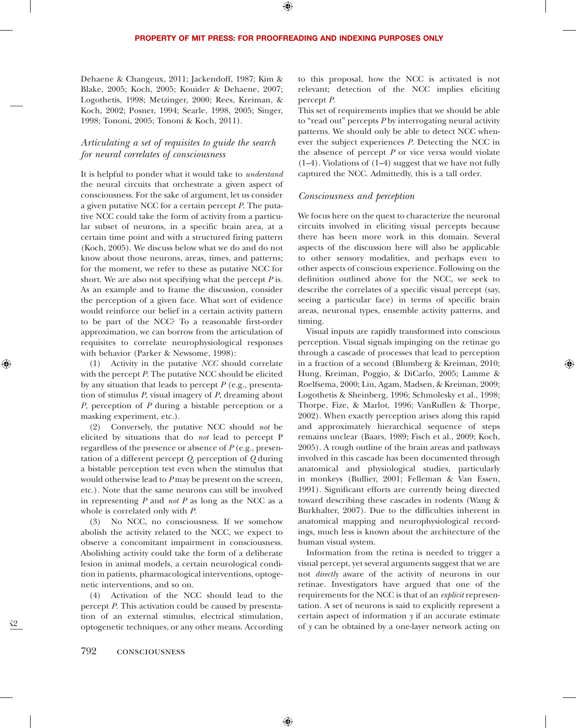Dehaene & Changeux, 2011; Jackendoff, 1987; Kim & Blake, 2005; Koch, 2005; Kouider & Dehaene, 2007; Logothetis, 1998; Metzinger, 2000; Rees, Kreiman, & Koch, 2002; Posner, 1994; Searle, 1998, 2005; Singer, 1998; Tononi, 2005; Tononi & Koch, 2011).

### *Articulating a set of requisites to guide the search for neural correlates of consciousness*

It is helpful to ponder what it would take to *understand* the neural circuits that orchestrate a given aspect of consciousness. For the sake of argument, let us consider a given putative NCC for a certain percept *P*. The putative NCC could take the form of activity from a particular subset of neurons, in a specific brain area, at a certain time point and with a structured firing pattern (Koch, 2005). We discuss below what we do and do not know about those neurons, areas, times, and patterns; for the moment, we refer to these as putative NCC for short. We are also not specifying what the percept *P* is. As an example and to frame the discussion, consider the perception of a given face. What sort of evidence would reinforce our belief in a certain activity pattern to be part of the NCC? To a reasonable first-order approximation, we can borrow from the articulation of requisites to correlate neurophysiological responses with behavior (Parker & Newsome, 1998):

(1) Activity in the putative *NCC* should correlate with the percept *P*. The putative NCC should be elicited by any situation that leads to percept *P* (e.g., presentation of stimulus *P*, visual imagery of *P*, dreaming about *P*, perception of *P* during a bistable perception or a masking experiment, etc.).

(2) Conversely, the putative NCC should *not* be elicited by situations that do *not* lead to percept P regardless of the presence or absence of *P* (e.g., presentation of a different percept *Q*, perception of *Q* during a bistable perception test even when the stimulus that would otherwise lead to *P* may be present on the screen, etc.). Note that the same neurons can still be involved in representing *P* and *not P* as long as the NCC as a whole is correlated only with *P*.

(3) No NCC, no consciousness. If we somehow abolish the activity related to the NCC, we expect to observe a concomitant impairment in consciousness. Abolishing activity could take the form of a deliberate lesion in animal models, a certain neurological condition in patients, pharmacological interventions, optogenetic interventions, and so on.

(4) Activation of the NCC should lead to the percept *P*. This activation could be caused by presentation of an external stimulus, electrical stimulation, optogenetic techniques, or any other means. According to this proposal, how the NCC is activated is not relevant; detection of the NCC implies eliciting percept *P*.

This set of requirements implies that we should be able to "read out" percepts *P* by interrogating neural activity patterns. We should only be able to detect NCC whenever the subject experiences *P*. Detecting the NCC in the absence of percept *P* or vice versa would violate (1–4). Violations of (1–4) suggest that we have not fully captured the NCC. Admittedly, this is a tall order.

### *Consciousness and perception*

We focus here on the quest to characterize the neuronal circuits involved in eliciting visual percepts because there has been more work in this domain. Several aspects of the discussion here will also be applicable to other sensory modalities, and perhaps even to other aspects of conscious experience. Following on the definition outlined above for the NCC, we seek to describe the correlates of a specific visual percept (say, seeing a particular face) in terms of specific brain areas, neuronal types, ensemble activity patterns, and timing.

Visual inputs are rapidly transformed into conscious perception. Visual signals impinging on the retinae go through a cascade of processes that lead to perception in a fraction of a second (Blumberg & Kreiman, 2010; Hung, Kreiman, Poggio, & DiCarlo, 2005; Lamme & Roelfsema, 2000; Liu, Agam, Madsen, & Kreiman, 2009; Logothetis & Sheinberg, 1996; Schmolesky et al., 1998; Thorpe, Fize, & Marlot, 1996; VanRullen & Thorpe, 2002). When exactly perception arises along this rapid and approximately hierarchical sequence of steps remains unclear (Baars, 1989; Fisch et al., 2009; Koch, 2005). A rough outline of the brain areas and pathways involved in this cascade has been documented through anatomical and physiological studies, particularly in monkeys (Bullier, 2001; Felleman & Van Essen, 1991). Significant efforts are currently being directed toward describing these cascades in rodents (Wang & Burkhalter, 2007). Due to the difficulties inherent in anatomical mapping and neurophysiological recordings, much less is known about the architecture of the human visual system.

Information from the retina is needed to trigger a visual percept, yet several arguments suggest that we are not *directly* aware of the activity of neurons in our retinae. Investigators have argued that one of the requirements for the NCC is that of an *explicit* representation. A set of neurons is said to explicitly represent a certain aspect of information *y* if an accurate estimate of *y* can be obtained by a one-layer network acting on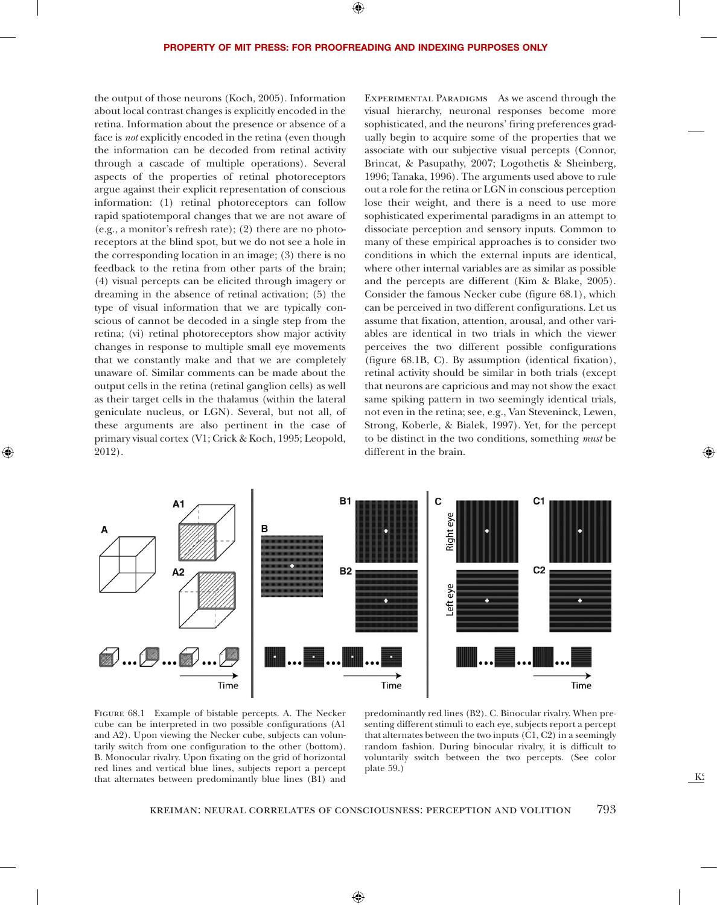the output of those neurons (Koch, 2005). Information about local contrast changes is explicitly encoded in the retina. Information about the presence or absence of a face is *not* explicitly encoded in the retina (even though the information can be decoded from retinal activity through a cascade of multiple operations). Several aspects of the properties of retinal photoreceptors argue against their explicit representation of conscious information: (1) retinal photoreceptors can follow rapid spatiotemporal changes that we are not aware of (e.g., a monitor's refresh rate); (2) there are no photoreceptors at the blind spot, but we do not see a hole in the corresponding location in an image; (3) there is no feedback to the retina from other parts of the brain; (4) visual percepts can be elicited through imagery or dreaming in the absence of retinal activation; (5) the type of visual information that we are typically conscious of cannot be decoded in a single step from the retina; (vi) retinal photoreceptors show major activity changes in response to multiple small eye movements that we constantly make and that we are completely unaware of. Similar comments can be made about the output cells in the retina (retinal ganglion cells) as well as their target cells in the thalamus (within the lateral geniculate nucleus, or LGN). Several, but not all, of these arguments are also pertinent in the case of primary visual cortex (V1; Crick & Koch, 1995; Leopold, 2012).

Experimental Paradigms As we ascend through the visual hierarchy, neuronal responses become more sophisticated, and the neurons' firing preferences gradually begin to acquire some of the properties that we associate with our subjective visual percepts (Connor, Brincat, & Pasupathy, 2007; Logothetis & Sheinberg, 1996; Tanaka, 1996). The arguments used above to rule out a role for the retina or LGN in conscious perception lose their weight, and there is a need to use more sophisticated experimental paradigms in an attempt to dissociate perception and sensory inputs. Common to many of these empirical approaches is to consider two conditions in which the external inputs are identical, where other internal variables are as similar as possible and the percepts are different (Kim & Blake, 2005). Consider the famous Necker cube (figure 68.1), which can be perceived in two different configurations. Let us assume that fixation, attention, arousal, and other variables are identical in two trials in which the viewer perceives the two different possible configurations (figure 68.1B, C). By assumption (identical fixation), retinal activity should be similar in both trials (except that neurons are capricious and may not show the exact same spiking pattern in two seemingly identical trials, not even in the retina; see, e.g., Van Steveninck, Lewen, Strong, Koberle, & Bialek, 1997). Yet, for the percept to be distinct in the two conditions, something *must* be different in the brain.

Figure 68.1 Example of bistable percepts. A. The Necker cube can be interpreted in two possible configurations (A1 and A2). Upon viewing the Necker cube, subjects can voluntarily switch from one configuration to the other (bottom). B. Monocular rivalry. Upon fixating on the grid of horizontal red lines and vertical blue lines, subjects report a percept that alternates between predominantly blue lines (B1) and predominantly red lines (B2). C. Binocular rivalry. When presenting different stimuli to each eye, subjects report a percept that alternates between the two inputs (C1, C2) in a seemingly random fashion. During binocular rivalry, it is difficult to voluntarily switch between the two percepts. (See color plate 59.)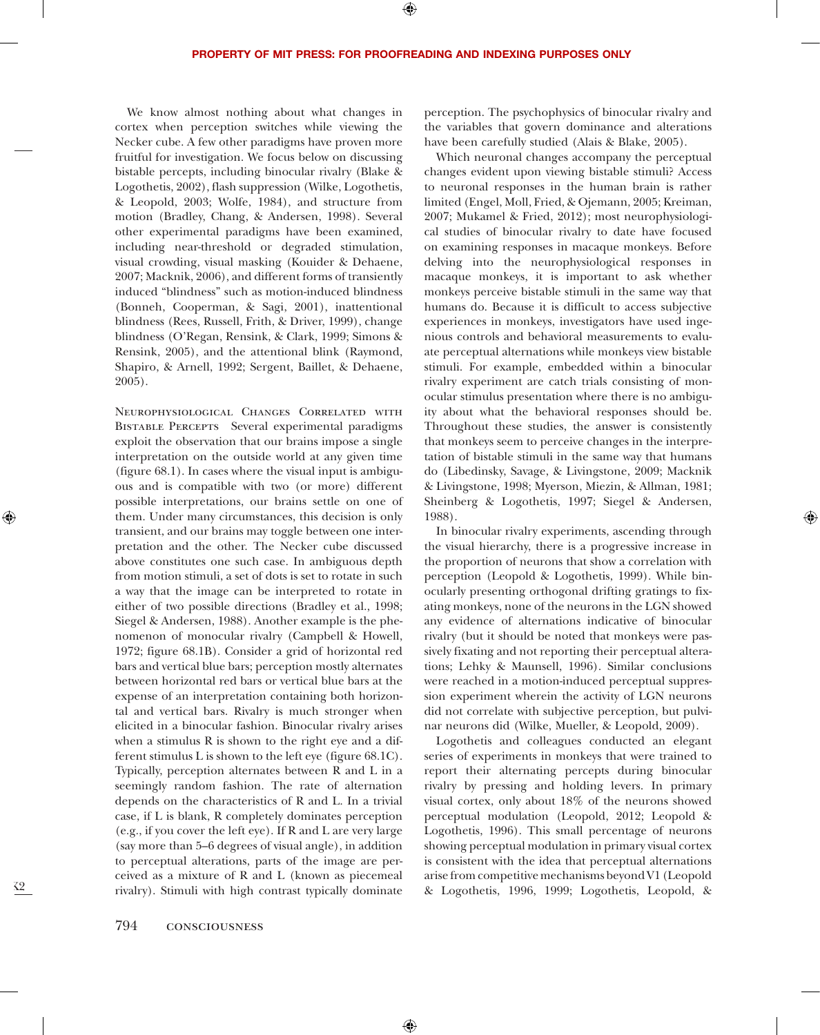We know almost nothing about what changes in cortex when perception switches while viewing the Necker cube. A few other paradigms have proven more fruitful for investigation. We focus below on discussing bistable percepts, including binocular rivalry (Blake & Logothetis, 2002), flash suppression (Wilke, Logothetis, & Leopold, 2003; Wolfe, 1984), and structure from motion (Bradley, Chang, & Andersen, 1998). Several other experimental paradigms have been examined, including near-threshold or degraded stimulation, visual crowding, visual masking (Kouider & Dehaene, 2007; Macknik, 2006), and different forms of transiently induced "blindness" such as motion-induced blindness (Bonneh, Cooperman, & Sagi, 2001), inattentional blindness (Rees, Russell, Frith, & Driver, 1999), change blindness (O'Regan, Rensink, & Clark, 1999; Simons & Rensink, 2005), and the attentional blink (Raymond, Shapiro, & Arnell, 1992; Sergent, Baillet, & Dehaene, 2005).

**Neurophysiological Changes Correlated with Bistable Percepts** Several experimental paradigms exploit the observation that our brains impose a single interpretation on the outside world at any given time (figure 68.1). In cases where the visual input is ambiguous and is compatible with two (or more) different possible interpretations, our brains settle on one of them. Under many circumstances, this decision is only transient, and our brains may toggle between one interpretation and the other. The Necker cube discussed above constitutes one such case. In ambiguous depth from motion stimuli, a set of dots is set to rotate in such a way that the image can be interpreted to rotate in either of two possible directions (Bradley et al., 1998; Siegel & Andersen, 1988). Another example is the phenomenon of monocular rivalry (Campbell & Howell, 1972; figure 68.1B). Consider a grid of horizontal red bars and vertical blue bars; perception mostly alternates between horizontal red bars or vertical blue bars at the expense of an interpretation containing both horizontal and vertical bars. Rivalry is much stronger when elicited in a binocular fashion. Binocular rivalry arises when a stimulus R is shown to the right eye and a different stimulus L is shown to the left eye (figure 68.1C). Typically, perception alternates between R and L in a seemingly random fashion. The rate of alternation depends on the characteristics of R and L. In a trivial case, if L is blank, R completely dominates perception (e.g., if you cover the left eye). If R and L are very large (say more than 5–6 degrees of visual angle), in addition to perceptual alterations, parts of the image are perceived as a mixture of R and L (known as piecemeal rivalry). Stimuli with high contrast typically dominate perception. The psychophysics of binocular rivalry and the variables that govern dominance and alterations have been carefully studied (Alais & Blake, 2005).

Which neuronal changes accompany the perceptual changes evident upon viewing bistable stimuli? Access to neuronal responses in the human brain is rather limited (Engel, Moll, Fried, & Ojemann, 2005; Kreiman, 2007; Mukamel & Fried, 2012); most neurophysiological studies of binocular rivalry to date have focused on examining responses in macaque monkeys. Before delving into the neurophysiological responses in macaque monkeys, it is important to ask whether monkeys perceive bistable stimuli in the same way that humans do. Because it is difficult to access subjective experiences in monkeys, investigators have used ingenious controls and behavioral measurements to evaluate perceptual alternations while monkeys view bistable stimuli. For example, embedded within a binocular rivalry experiment are catch trials consisting of monocular stimulus presentation where there is no ambiguity about what the behavioral responses should be. Throughout these studies, the answer is consistently that monkeys seem to perceive changes in the interpretation of bistable stimuli in the same way that humans do (Libedinsky, Savage, & Livingstone, 2009; Macknik & Livingstone, 1998; Myerson, Miezin, & Allman, 1981; Sheinberg & Logothetis, 1997; Siegel & Andersen, 1988).

In binocular rivalry experiments, ascending through the visual hierarchy, there is a progressive increase in the proportion of neurons that show a correlation with perception (Leopold & Logothetis, 1999). While binocularly presenting orthogonal drifting gratings to fixating monkeys, none of the neurons in the LGN showed any evidence of alternations indicative of binocular rivalry (but it should be noted that monkeys were passively fixating and not reporting their perceptual alterations; Lehky & Maunsell, 1996). Similar conclusions were reached in a motion-induced perceptual suppression experiment wherein the activity of LGN neurons did not correlate with subjective perception, but pulvinar neurons did (Wilke, Mueller, & Leopold, 2009).

Logothetis and colleagues conducted an elegant series of experiments in monkeys that were trained to report their alternating percepts during binocular rivalry by pressing and holding levers. In primary visual cortex, only about 18% of the neurons showed perceptual modulation (Leopold, 2012; Leopold & Logothetis, 1996). This small percentage of neurons showing perceptual modulation in primary visual cortex is consistent with the idea that perceptual alternations arise from competitive mechanisms beyond V1 (Leopold & Logothetis, 1996, 1999; Logothetis, Leopold, &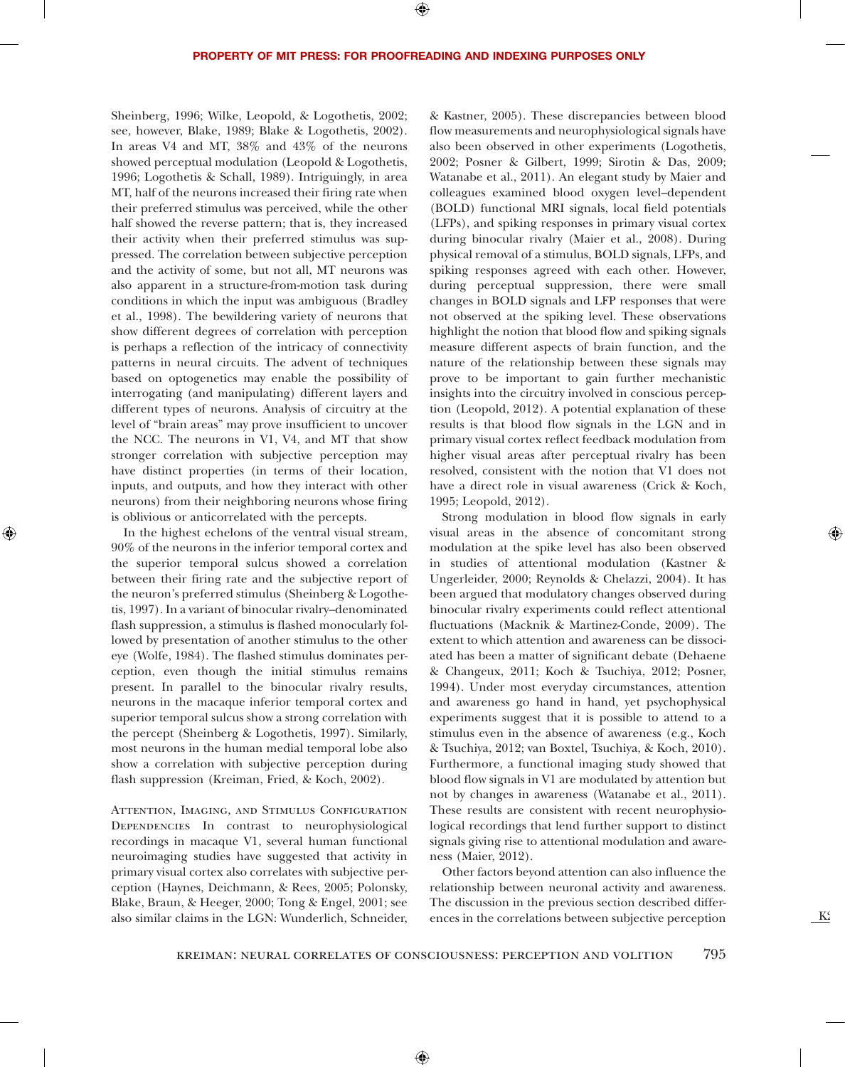Sheinberg, 1996; Wilke, Leopold, & Logothetis, 2002; see, however, Blake, 1989; Blake & Logothetis, 2002). In areas V4 and MT, 38% and 43% of the neurons showed perceptual modulation (Leopold & Logothetis, 1996; Logothetis & Schall, 1989). Intriguingly, in area MT, half of the neurons increased their firing rate when their preferred stimulus was perceived, while the other half showed the reverse pattern; that is, they increased their activity when their preferred stimulus was suppressed. The correlation between subjective perception and the activity of some, but not all, MT neurons was also apparent in a structure-from-motion task during conditions in which the input was ambiguous (Bradley et al., 1998). The bewildering variety of neurons that show different degrees of correlation with perception is perhaps a reflection of the intricacy of connectivity patterns in neural circuits. The advent of techniques based on optogenetics may enable the possibility of interrogating (and manipulating) different layers and different types of neurons. Analysis of circuitry at the level of "brain areas" may prove insufficient to uncover the NCC. The neurons in V1, V4, and MT that show stronger correlation with subjective perception may have distinct properties (in terms of their location, inputs, and outputs, and how they interact with other neurons) from their neighboring neurons whose firing is oblivious or anticorrelated with the percepts.

In the highest echelons of the ventral visual stream, 90% of the neurons in the inferior temporal cortex and the superior temporal sulcus showed a correlation between their firing rate and the subjective report of the neuron's preferred stimulus (Sheinberg & Logothetis, 1997). In a variant of binocular rivalry–denominated flash suppression, a stimulus is flashed monocularly followed by presentation of another stimulus to the other eye (Wolfe, 1984). The flashed stimulus dominates perception, even though the initial stimulus remains present. In parallel to the binocular rivalry results, neurons in the macaque inferior temporal cortex and superior temporal sulcus show a strong correlation with the percept (Sheinberg & Logothetis, 1997). Similarly, most neurons in the human medial temporal lobe also show a correlation with subjective perception during flash suppression (Kreiman, Fried, & Koch, 2002).

Attention, Imaging, and Stimulus Configuration Dependencies In contrast to neurophysiological recordings in macaque V1, several human functional neuroimaging studies have suggested that activity in primary visual cortex also correlates with subjective perception (Haynes, Deichmann, & Rees, 2005; Polonsky, Blake, Braun, & Heeger, 2000; Tong & Engel, 2001; see also similar claims in the LGN: Wunderlich, Schneider, & Kastner, 2005). These discrepancies between blood flow measurements and neurophysiological signals have also been observed in other experiments (Logothetis, 2002; Posner & Gilbert, 1999; Sirotin & Das, 2009; Watanabe et al., 2011). An elegant study by Maier and colleagues examined blood oxygen level–dependent (BOLD) functional MRI signals, local field potentials (LFPs), and spiking responses in primary visual cortex during binocular rivalry (Maier et al., 2008). During physical removal of a stimulus, BOLD signals, LFPs, and spiking responses agreed with each other. However, during perceptual suppression, there were small changes in BOLD signals and LFP responses that were not observed at the spiking level. These observations highlight the notion that blood flow and spiking signals measure different aspects of brain function, and the nature of the relationship between these signals may prove to be important to gain further mechanistic insights into the circuitry involved in conscious perception (Leopold, 2012). A potential explanation of these results is that blood flow signals in the LGN and in primary visual cortex reflect feedback modulation from higher visual areas after perceptual rivalry has been resolved, consistent with the notion that V1 does not have a direct role in visual awareness (Crick & Koch, 1995; Leopold, 2012).

Strong modulation in blood flow signals in early visual areas in the absence of concomitant strong modulation at the spike level has also been observed in studies of attentional modulation (Kastner & Ungerleider, 2000; Reynolds & Chelazzi, 2004). It has been argued that modulatory changes observed during binocular rivalry experiments could reflect attentional fluctuations (Macknik & Martinez-Conde, 2009). The extent to which attention and awareness can be dissociated has been a matter of significant debate (Dehaene & Changeux, 2011; Koch & Tsuchiya, 2012; Posner, 1994). Under most everyday circumstances, attention and awareness go hand in hand, yet psychophysical experiments suggest that it is possible to attend to a stimulus even in the absence of awareness (e.g., Koch & Tsuchiya, 2012; van Boxtel, Tsuchiya, & Koch, 2010). Furthermore, a functional imaging study showed that blood flow signals in V1 are modulated by attention but not by changes in awareness (Watanabe et al., 2011). These results are consistent with recent neurophysiological recordings that lend further support to distinct signals giving rise to attentional modulation and awareness (Maier, 2012).

Other factors beyond attention can also influence the relationship between neuronal activity and awareness. The discussion in the previous section described differences in the correlations between subjective perception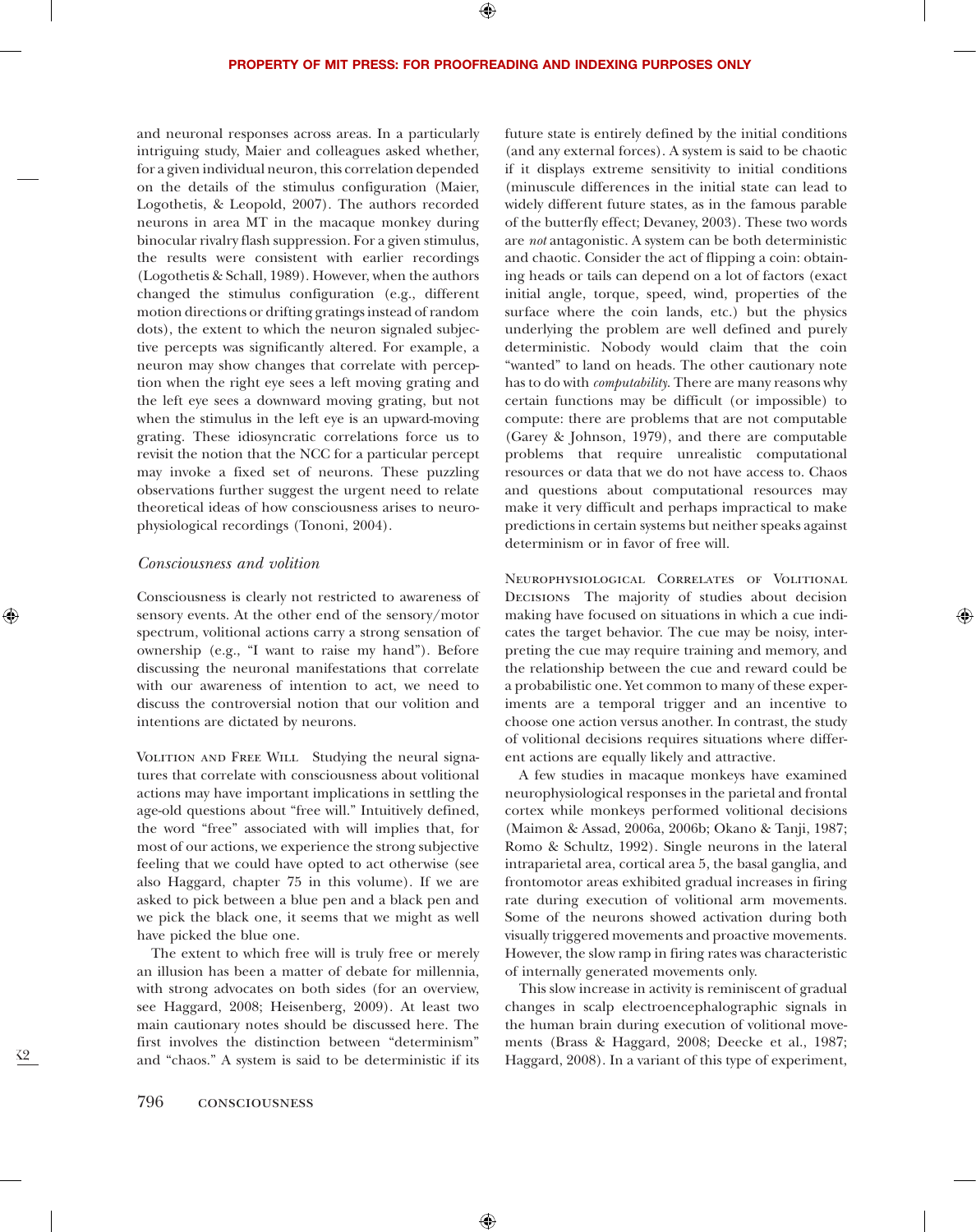and neuronal responses across areas. In a particularly intriguing study, Maier and colleagues asked whether, for a given individual neuron, this correlation depended on the details of the stimulus configuration (Maier, Logothetis, & Leopold, 2007). The authors recorded neurons in area MT in the macaque monkey during binocular rivalry flash suppression. For a given stimulus, the results were consistent with earlier recordings (Logothetis & Schall, 1989). However, when the authors changed the stimulus configuration (e.g., different motion directions or drifting gratings instead of random dots), the extent to which the neuron signaled subjective percepts was significantly altered. For example, a neuron may show changes that correlate with perception when the right eye sees a left moving grating and the left eye sees a downward moving grating, but not when the stimulus in the left eye is an upward-moving grating. These idiosyncratic correlations force us to revisit the notion that the NCC for a particular percept may invoke a fixed set of neurons. These puzzling observations further suggest the urgent need to relate theoretical ideas of how consciousness arises to neurophysiological recordings (Tononi, 2004).

### *Consciousness and volition*

Consciousness is clearly not restricted to awareness of sensory events. At the other end of the sensory/motor spectrum, volitional actions carry a strong sensation of ownership (e.g., "I want to raise my hand"). Before discussing the neuronal manifestations that correlate with our awareness of intention to act, we need to discuss the controversial notion that our volition and intentions are dictated by neurons.

VOLITION AND FREE WILL Studying the neural signatures that correlate with consciousness about volitional actions may have important implications in settling the age-old questions about "free will." Intuitively defined, the word "free" associated with will implies that, for most of our actions, we experience the strong subjective feeling that we could have opted to act otherwise (see also Haggard, chapter 75 in this volume). If we are asked to pick between a blue pen and a black pen and we pick the black one, it seems that we might as well have picked the blue one.

The extent to which free will is truly free or merely an illusion has been a matter of debate for millennia, with strong advocates on both sides (for an overview, see Haggard, 2008; Heisenberg, 2009). At least two main cautionary notes should be discussed here. The first involves the distinction between "determinism" and "chaos." A system is said to be deterministic if its future state is entirely defined by the initial conditions (and any external forces). A system is said to be chaotic if it displays extreme sensitivity to initial conditions (minuscule differences in the initial state can lead to widely different future states, as in the famous parable of the butterfly effect; Devaney, 2003). These two words are *not* antagonistic. A system can be both deterministic and chaotic. Consider the act of flipping a coin: obtaining heads or tails can depend on a lot of factors (exact initial angle, torque, speed, wind, properties of the surface where the coin lands, etc.) but the physics underlying the problem are well defined and purely deterministic. Nobody would claim that the coin "wanted" to land on heads. The other cautionary note has to do with *computability*. There are many reasons why certain functions may be difficult (or impossible) to compute: there are problems that are not computable (Garey & Johnson, 1979), and there are computable problems that require unrealistic computational resources or data that we do not have access to. Chaos and questions about computational resources may make it very difficult and perhaps impractical to make predictions in certain systems but neither speaks against determinism or in favor of free will.

NEUROPHYSIOLOGICAL CORRELATES OF VOLITIONAL DECISIONS The majority of studies about decision making have focused on situations in which a cue indicates the target behavior. The cue may be noisy, interpreting the cue may require training and memory, and the relationship between the cue and reward could be a probabilistic one. Yet common to many of these experiments are a temporal trigger and an incentive to choose one action versus another. In contrast, the study of volitional decisions requires situations where different actions are equally likely and attractive.

A few studies in macaque monkeys have examined neurophysiological responses in the parietal and frontal cortex while monkeys performed volitional decisions (Maimon & Assad, 2006a, 2006b; Okano & Tanji, 1987; Romo & Schultz, 1992). Single neurons in the lateral intraparietal area, cortical area 5, the basal ganglia, and frontomotor areas exhibited gradual increases in firing rate during execution of volitional arm movements. Some of the neurons showed activation during both visually triggered movements and proactive movements. However, the slow ramp in firing rates was characteristic of internally generated movements only.

This slow increase in activity is reminiscent of gradual changes in scalp electroencephalographic signals in the human brain during execution of volitional movements (Brass & Haggard, 2008; Deecke et al., 1987; Haggard, 2008). In a variant of this type of experiment,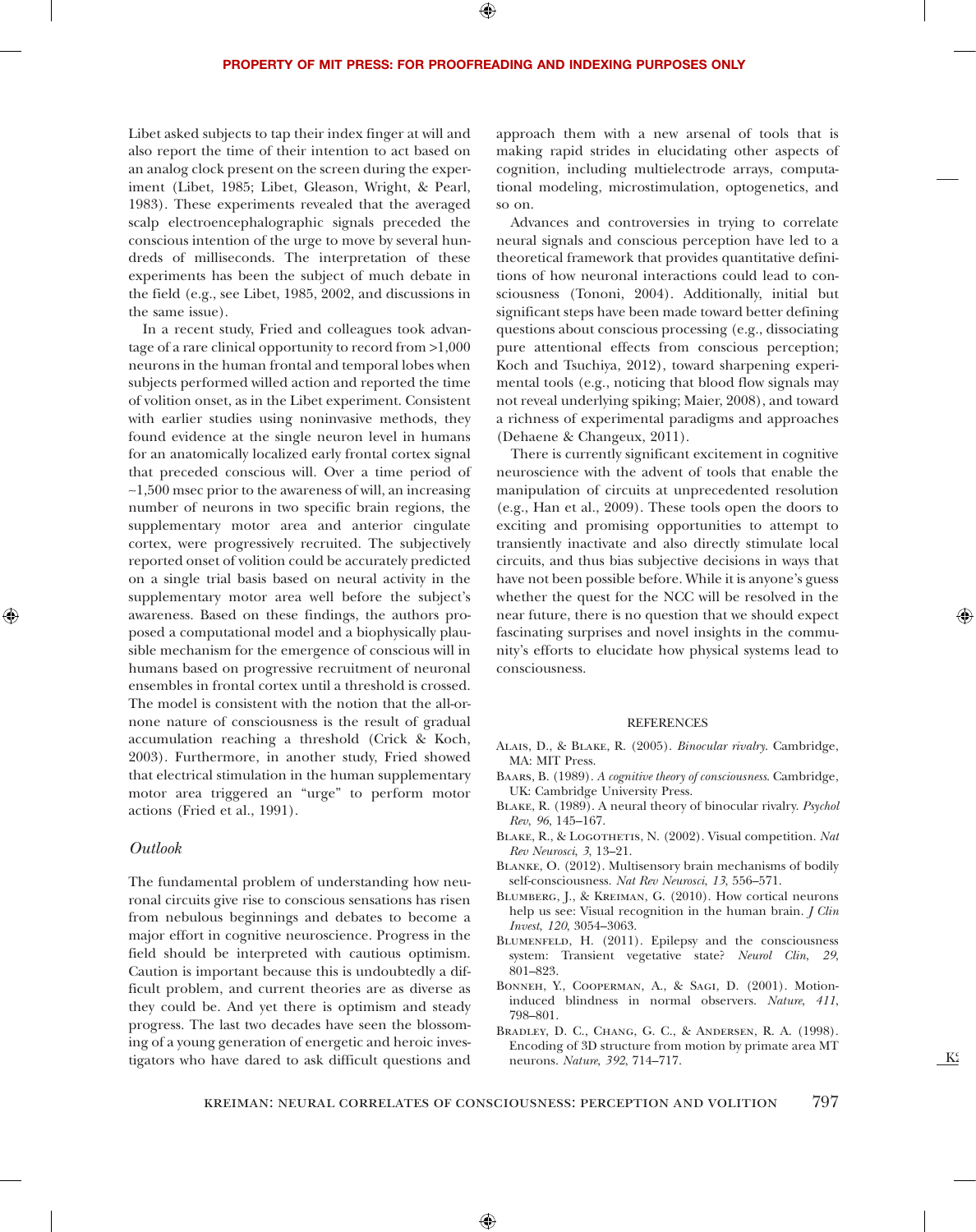Libet asked subjects to tap their index finger at will and also report the time of their intention to act based on an analog clock present on the screen during the experiment (Libet, 1985; Libet, Gleason, Wright, & Pearl, 1983). These experiments revealed that the averaged scalp electroencephalographic signals preceded the conscious intention of the urge to move by several hundreds of milliseconds. The interpretation of these experiments has been the subject of much debate in the field (e.g., see Libet, 1985, 2002, and discussions in the same issue).

In a recent study, Fried and colleagues took advantage of a rare clinical opportunity to record from >1,000 neurons in the human frontal and temporal lobes when subjects performed willed action and reported the time of volition onset, as in the Libet experiment. Consistent with earlier studies using noninvasive methods, they found evidence at the single neuron level in humans for an anatomically localized early frontal cortex signal that preceded conscious will. Over a time period of ~1,500 msec prior to the awareness of will, an increasing number of neurons in two specific brain regions, the supplementary motor area and anterior cingulate cortex, were progressively recruited. The subjectively reported onset of volition could be accurately predicted on a single trial basis based on neural activity in the supplementary motor area well before the subject's awareness. Based on these findings, the authors proposed a computational model and a biophysically plausible mechanism for the emergence of conscious will in humans based on progressive recruitment of neuronal ensembles in frontal cortex until a threshold is crossed. The model is consistent with the notion that the all-or-none nature of consciousness is the result of gradual accumulation reaching a threshold (Crick & Koch, 2003). Furthermore, in another study, Fried showed that electrical stimulation in the human supplementary motor area triggered an "urge" to perform motor actions (Fried et al., 1991).

## *Outlook*

The fundamental problem of understanding how neuronal circuits give rise to conscious sensations has risen from nebulous beginnings and debates to become a major effort in cognitive neuroscience. Progress in the field should be interpreted with cautious optimism. Caution is important because this is undoubtedly a difficult problem, and current theories are as diverse as they could be. And yet there is optimism and steady progress. The last two decades have seen the blossoming of a young generation of energetic and heroic investigators who have dared to ask difficult questions and approach them with a new arsenal of tools that is making rapid strides in elucidating other aspects of cognition, including multielectrode arrays, computational modeling, microstimulation, optogenetics, and so on.

Advances and controversies in trying to correlate neural signals and conscious perception have led to a theoretical framework that provides quantitative definitions of how neuronal interactions could lead to consciousness (Tononi, 2004). Additionally, initial but significant steps have been made toward better defining questions about conscious processing (e.g., dissociating pure attentional effects from conscious perception; Koch and Tsuchiya, 2012), toward sharpening experimental tools (e.g., noticing that blood flow signals may not reveal underlying spiking; Maier, 2008), and toward a richness of experimental paradigms and approaches (Dehaene & Changeux, 2011).

There is currently significant excitement in cognitive neuroscience with the advent of tools that enable the manipulation of circuits at unprecedented resolution (e.g., Han et al., 2009). These tools open the doors to exciting and promising opportunities to attempt to transiently inactivate and also directly stimulate local circuits, and thus bias subjective decisions in ways that have not been possible before. While it is anyone's guess whether the quest for the NCC will be resolved in the near future, there is no question that we should expect fascinating surprises and novel insights in the community's efforts to elucidate how physical systems lead to consciousness.

## REFERENCES

Alais, D., & Blake, R. (2005). *Binocular rivalry*. Cambridge, MA: MIT Press.

Baars, B. (1989). *A cognitive theory of consciousness*. Cambridge, UK: Cambridge University Press.

Blake, R. (1989). A neural theory of binocular rivalry. *Psychol Rev*, *96*, 145–167.

Blake, R., & Logothetis, N. (2002). Visual competition. *Nat Rev Neurosci*, *3*, 13–21.

Blanke, O. (2012). Multisensory brain mechanisms of bodily self-consciousness. *Nat Rev Neurosci*, *13*, 556–571.

Blumberg, J., & Kreiman, G. (2010). How cortical neurons help us see: Visual recognition in the human brain. *J Clin Invest*, *120*, 3054–3063.

Blumenfeld, H. (2011). Epilepsy and the consciousness system: Transient vegetative state? *Neurol Clin*, *29*, 801–823.

Bonneh, Y., Cooperman, A., & Sagi, D. (2001). Motion-induced blindness in normal observers. *Nature*, *411*, 798–801.

Bradley, D. C., Chang, G. C., & Andersen, R. A. (1998). Encoding of 3D structure from motion by primate area MT neurons. *Nature*, *392*, 714–717.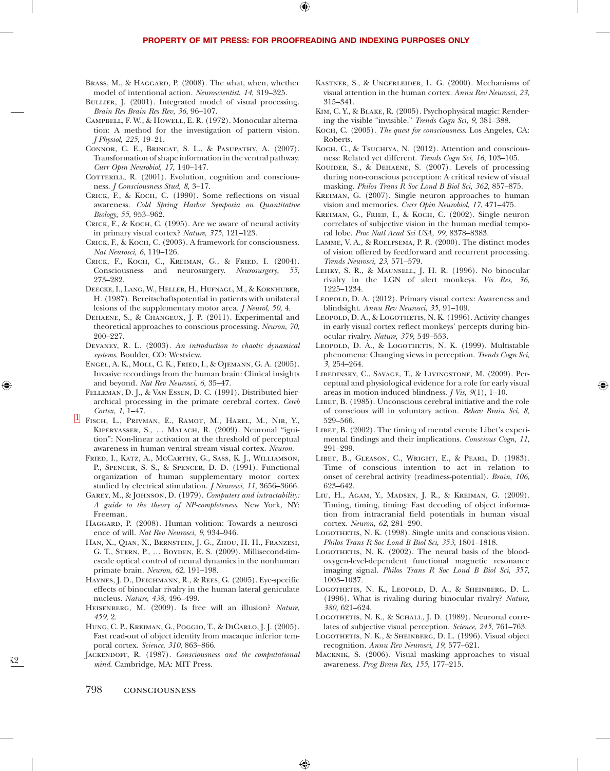Brass, M., & Haggard, P. (2008). The what, when, whether model of intentional action. *Neuroscientist*, *14*, 319–325.

Bullier, J. (2001). Integrated model of visual processing. *Brain Res Brain Res Rev*, *36*, 96–107.

Campbell, F. W., & Howell, E. R. (1972). Monocular alternation: A method for the investigation of pattern vision. *J Physiol*, *225*, 19–21.

Connor, C. E., Brincat, S. L., & Pasupathy, A. (2007). Transformation of shape information in the ventral pathway. *Curr Opin Neurobiol*, *17*, 140–147.

Cotterill, R. (2001). Evolution, cognition and consciousness. *J Consciousness Stud*, *8*, 3–17.

Crick, F., & Koch, C. (1990). Some reflections on visual awareness. *Cold Spring Harbor Symposia on Quantitative Biology*, *55*, 953–962.

Crick, F., & Koch, C. (1995). Are we aware of neural activity in primary visual cortex? *Nature*, *375*, 121–123.

Crick, F., & Koch, C. (2003). A framework for consciousness. *Nat Neurosci*, *6*, 119–126.

Crick, F., Koch, C., Kreiman, G., & Fried, I. (2004). Consciousness and neurosurgery. *Neurosurgery*, *55*, 273–282.

Deecke, I., Lang, W., Heller, H., Hufnagl, M., & Kornhuber, H. (1987). Bereitschaftspotential in patients with unilateral lesions of the supplementary motor area. *J Neurol*, *50*, 4.

Dehaene, S., & Changeux, J. P. (2011). Experimental and theoretical approaches to conscious processing. *Neuron*, *70*, 200–227.

Devaney, R. L. (2003). *An introduction to chaotic dynamical systems*. Boulder, CO: Westview.

Engel, A. K., Moll, C. K., Fried, I., & Ojemann, G. A. (2005). Invasive recordings from the human brain: Clinical insights and beyond. *Nat Rev Neurosci*, *6*, 35–47.

Felleman, D. J., & Van Essen, D. C. (1991). Distributed hierarchical processing in the primate cerebral cortex. *Cereb Cortex*, *1*, 1–47.

Fisch, L., Privman, E., Ramot, M., Harel, M., Nir, Y., Kipervasser, S., … Malach, R. (2009). Neuronal "ignition": Non-linear activation at the threshold of perceptual awareness in human ventral stream visual cortex. *Neuron*.

Fried, I., Katz, A., McCarthy, G., Sass, K. J., Williamson, P., Spencer, S. S., & Spencer, D. D. (1991). Functional organization of human supplementary motor cortex studied by electrical stimulation. *J Neurosci*, *11*, 3656–3666.

Garey, M., & Johnson, D. (1979). *Computers and intractability: A guide to the theory of NP-completeness*. New York, NY: Freeman.

Haggard, P. (2008). Human volition: Towards a neuroscience of will. *Nat Rev Neurosci*, *9*, 934–946.

Han, X., Qian, X., Bernstein, J. G., Zhou, H. H., Franzesi, G. T., Stern, P., … Boyden, E. S. (2009). Millisecond-timescale optical control of neural dynamics in the nonhuman primate brain. *Neuron*, *62*, 191–198.

Haynes, J. D., Deichmann, R., & Rees, G. (2005). Eye-specific effects of binocular rivalry in the human lateral geniculate nucleus. *Nature*, *438*, 496–499.

Heisenberg, M. (2009). Is free will an illusion? *Nature*, *459*, 2.

Hung, C. P., Kreiman, G., Poggio, T., & DiCarlo, J. J. (2005). Fast read-out of object identity from macaque inferior temporal cortex. *Science*, *310*, 863–866.

Jackendoff, R. (1987). *Consciousness and the computational mind*. Cambridge, MA: MIT Press.

Kastner, S., & Ungerleider, L. G. (2000). Mechanisms of visual attention in the human cortex. *Annu Rev Neurosci*, *23*, 315–341.

Kim, C. Y., & Blake, R. (2005). Psychophysical magic: Rendering the visible "invisible." *Trends Cogn Sci*, *9*, 381–388.

Koch, C. (2005). *The quest for consciousness*. Los Angeles, CA: Roberts.

Koch, C., & Tsuchiya, N. (2012). Attention and consciousness: Related yet different. *Trends Cogn Sci*, *16*, 103–105.

Kouider, S., & Dehaene, S. (2007). Levels of processing during non-conscious perception: A critical review of visual masking. *Philos Trans R Soc Lond B Biol Sci*, *362*, 857–875.

Kreiman, G. (2007). Single neuron approaches to human vision and memories. *Curr Opin Neurobiol*, *17*, 471–475.

Kreiman, G., Fried, I., & Koch, C. (2002). Single neuron correlates of subjective vision in the human medial temporal lobe. *Proc Natl Acad Sci USA*, *99*, 8378–8383.

Lamme, V. A., & Roelfsema, P. R. (2000). The distinct modes of vision offered by feedforward and recurrent processing. *Trends Neurosci*, *23*, 571–579.

Lehky, S. R., & Maunsell, J. H. R. (1996). No binocular rivalry in the LGN of alert monkeys. *Vis Res*, *36*, 1225–1234.

Leopold, D. A. (2012). Primary visual cortex: Awareness and blindsight. *Annu Rev Neurosci*, *35*, 91–109.

Leopold, D. A., & Logothetis, N. K. (1996). Activity changes in early visual cortex reflect monkeys' percepts during binocular rivalry. *Nature*, *379*, 549–553.

Leopold, D. A., & Logothetis, N. K. (1999). Multistable phenomena: Changing views in perception. *Trends Cogn Sci*, *3*, 254–264.

Libedinsky, C., Savage, T., & Livingstone, M. (2009). Perceptual and physiological evidence for a role for early visual areas in motion-induced blindness. *J Vis*, *9*(1), 1–10.

Libet, B. (1985). Unconscious cerebral initiative and the role of conscious will in voluntary action. *Behav Brain Sci*, *8*, 529–566.

Libet, B. (2002). The timing of mental events: Libet's experimental findings and their implications. *Conscious Cogn*, *11*, 291–299.

Libet, B., Gleason, C., Wright, E., & Pearl, D. (1983). Time of conscious intention to act in relation to onset of cerebral activity (readiness-potential). *Brain*, *106*, 623–642.

Liu, H., Agam, Y., Madsen, J. R., & Kreiman, G. (2009). Timing, timing, timing: Fast decoding of object information from intracranial field potentials in human visual cortex. *Neuron*, *62*, 281–290.

Logothetis, N. K. (1998). Single units and conscious vision. *Philos Trans R Soc Lond B Biol Sci*, *353*, 1801–1818.

Logothetis, N. K. (2002). The neural basis of the blood-oxygen-level-dependent functional magnetic resonance imaging signal. *Philos Trans R Soc Lond B Biol Sci*, *357*, 1003–1037.

Logothetis, N. K., Leopold, D. A., & Sheinberg, D. L. (1996). What is rivaling during binocular rivalry? *Nature*, *380*, 621–624.

Logothetis, N. K., & Schall, J. D. (1989). Neuronal correlates of subjective visual perception. *Science*, *245*, 761–763.

Logothetis, N. K., & Sheinberg, D. L. (1996). Visual object recognition. *Annu Rev Neurosci*, *19*, 577–621.

Macknik, S. (2006). Visual masking approaches to visual awareness. *Prog Brain Res*, *155*, 177–215.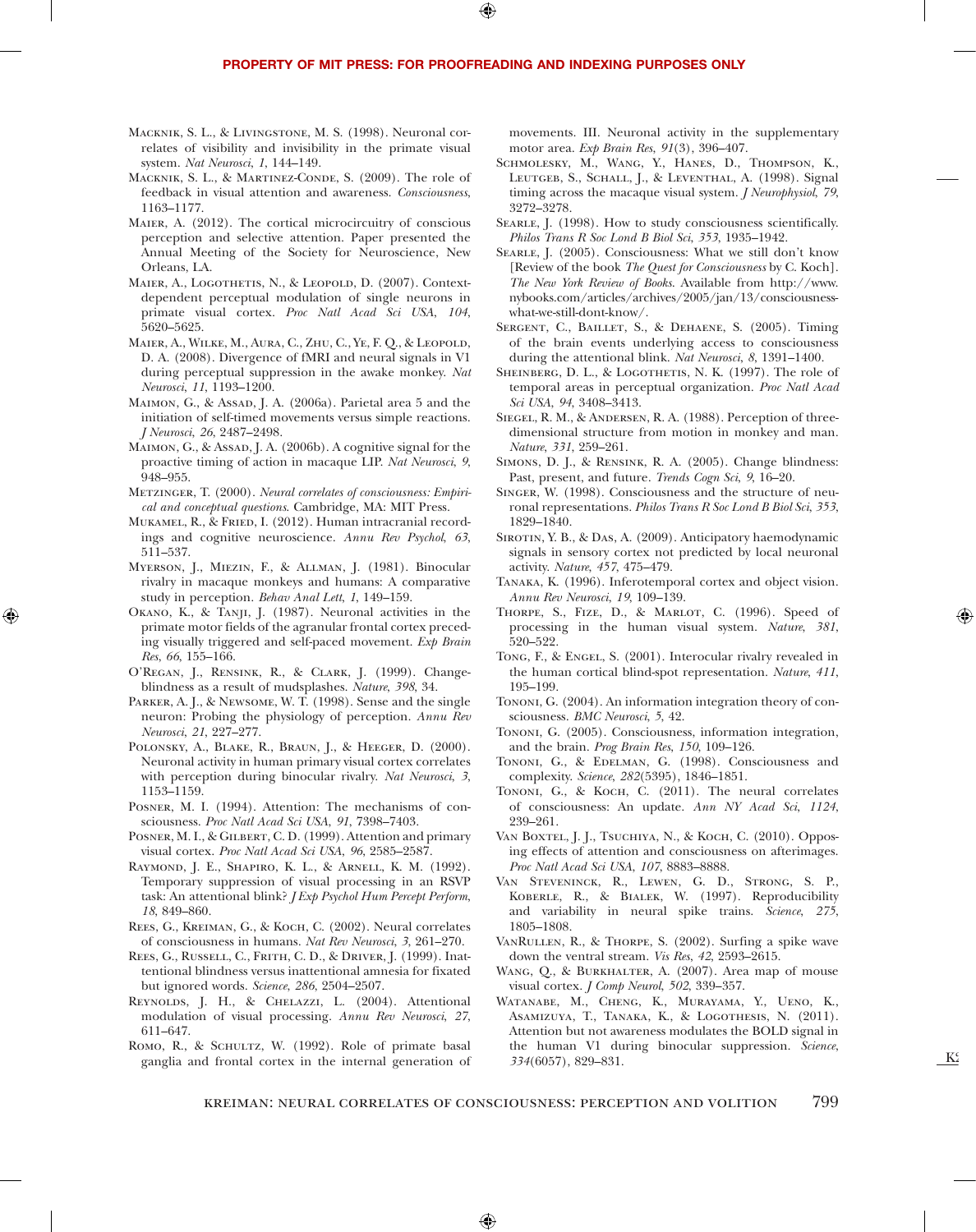Macknik, S. L., & Livingstone, M. S. (1998). Neuronal correlates of visibility and invisibility in the primate visual system. *Nat Neurosci*, *1*, 144–149.

Macknik, S. L., & Martinez-Conde, S. (2009). The role of feedback in visual attention and awareness. *Consciousness*, 1163–1177.

Maier, A. (2012). The cortical microcircuitry of conscious perception and selective attention. Paper presented the Annual Meeting of the Society for Neuroscience, New Orleans, LA.

Maier, A., Logothetis, N., & Leopold, D. (2007). Context-dependent perceptual modulation of single neurons in primate visual cortex. *Proc Natl Acad Sci USA*, *104*, 5620–5625.

Maier, A., Wilke, M., Aura, C., Zhu, C., Ye, F. Q., & Leopold, D. A. (2008). Divergence of fMRI and neural signals in V1 during perceptual suppression in the awake monkey. *Nat Neurosci*, *11*, 1193–1200.

Maimon, G., & Assad, J. A. (2006a). Parietal area 5 and the initiation of self-timed movements versus simple reactions. *J Neurosci*, *26*, 2487–2498.

Maimon, G., & Assad, J. A. (2006b). A cognitive signal for the proactive timing of action in macaque LIP. *Nat Neurosci*, *9*, 948–955.

Metzinger, T. (2000). *Neural correlates of consciousness: Empirical and conceptual questions*. Cambridge, MA: MIT Press.

Mukamel, R., & Fried, I. (2012). Human intracranial recordings and cognitive neuroscience. *Annu Rev Psychol*, *63*, 511–537.

Myerson, J., Miezin, F., & Allman, J. (1981). Binocular rivalry in macaque monkeys and humans: A comparative study in perception. *Behav Anal Lett*, *1*, 149–159.

Okano, K., & Tanji, J. (1987). Neuronal activities in the primate motor fields of the agranular frontal cortex preceding visually triggered and self-paced movement. *Exp Brain Res*, *66*, 155–166.

O'Regan, J., Rensink, R., & Clark, J. (1999). Change-blindness as a result of mudsplashes. *Nature*, *398*, 34.

Parker, A. J., & Newsome, W. T. (1998). Sense and the single neuron: Probing the physiology of perception. *Annu Rev Neurosci*, *21*, 227–277.

Polonsky, A., Blake, R., Braun, J., & Heeger, D. (2000). Neuronal activity in human primary visual cortex correlates with perception during binocular rivalry. *Nat Neurosci*, *3*, 1153–1159.

Posner, M. I. (1994). Attention: The mechanisms of consciousness. *Proc Natl Acad Sci USA*, *91*, 7398–7403.

Posner, M. I., & Gilbert, C. D. (1999). Attention and primary visual cortex. *Proc Natl Acad Sci USA*, *96*, 2585–2587.

Raymond, J. E., Shapiro, K. L., & Arnell, K. M. (1992). Temporary suppression of visual processing in an RSVP task: An attentional blink? *J Exp Psychol Hum Percept Perform*, *18*, 849–860.

Rees, G., Kreiman, G., & Koch, C. (2002). Neural correlates of consciousness in humans. *Nat Rev Neurosci*, *3*, 261–270.

Rees, G., Russell, C., Frith, C. D., & Driver, J. (1999). Inattentional blindness versus inattentional amnesia for fixated but ignored words. *Science*, *286*, 2504–2507.

Reynolds, J. H., & Chelazzi, L. (2004). Attentional modulation of visual processing. *Annu Rev Neurosci*, *27*, 611–647.

Romo, R., & Schultz, W. (1992). Role of primate basal ganglia and frontal cortex in the internal generation of movements. III. Neuronal activity in the supplementary motor area. *Exp Brain Res*, *91*(3), 396–407.

Schmolesky, M., Wang, Y., Hanes, D., Thompson, K., Leutgeb, S., Schall, J., & Leventhal, A. (1998). Signal timing across the macaque visual system. *J Neurophysiol*, *79*, 3272–3278.

Searle, J. (1998). How to study consciousness scientifically. *Philos Trans R Soc Lond B Biol Sci*, *353*, 1935–1942.

Searle, J. (2005). Consciousness: What we still don't know [Review of the book *The Quest for Consciousness* by C. Koch]. *The New York Review of Books*. Available from http://www.nybooks.com/articles/archives/2005/jan/13/consciousness-what-we-still-dont-know/.

Sergent, C., Baillet, S., & Dehaene, S. (2005). Timing of the brain events underlying access to consciousness during the attentional blink. *Nat Neurosci*, *8*, 1391–1400.

Sheinberg, D. L., & Logothetis, N. K. (1997). The role of temporal areas in perceptual organization. *Proc Natl Acad Sci USA*, *94*, 3408–3413.

Siegel, R. M., & Andersen, R. A. (1988). Perception of three-dimensional structure from motion in monkey and man. *Nature*, *331*, 259–261.

Simons, D. J., & Rensink, R. A. (2005). Change blindness: Past, present, and future. *Trends Cogn Sci*, *9*, 16–20.

Singer, W. (1998). Consciousness and the structure of neuronal representations. *Philos Trans R Soc Lond B Biol Sci*, *353*, 1829–1840.

Sirotin, Y. B., & Das, A. (2009). Anticipatory haemodynamic signals in sensory cortex not predicted by local neuronal activity. *Nature*, *457*, 475–479.

Tanaka, K. (1996). Inferotemporal cortex and object vision. *Annu Rev Neurosci*, *19*, 109–139.

Thorpe, S., Fize, D., & Marlot, C. (1996). Speed of processing in the human visual system. *Nature*, *381*, 520–522.

Tong, F., & Engel, S. (2001). Interocular rivalry revealed in the human cortical blind-spot representation. *Nature*, *411*, 195–199.

Tononi, G. (2004). An information integration theory of consciousness. *BMC Neurosci*, *5*, 42.

Tononi, G. (2005). Consciousness, information integration, and the brain. *Prog Brain Res*, *150*, 109–126.

Tononi, G., & Edelman, G. (1998). Consciousness and complexity. *Science*, *282*(5395), 1846–1851.

Tononi, G., & Koch, C. (2011). The neural correlates of consciousness: An update. *Ann NY Acad Sci*, *1124*, 239–261.

Van Boxtel, J. J., Tsuchiya, N., & Koch, C. (2010). Opposing effects of attention and consciousness on afterimages. *Proc Natl Acad Sci USA*, *107*, 8883–8888.

Van Steveninck, R., Lewen, G. D., Strong, S. P., Koberle, R., & Bialek, W. (1997). Reproducibility and variability in neural spike trains. *Science*, *275*, 1805–1808.

VanRullen, R., & Thorpe, S. (2002). Surfing a spike wave down the ventral stream. *Vis Res*, *42*, 2593–2615.

Wang, Q., & Burkhalter, A. (2007). Area map of mouse visual cortex. *J Comp Neurol*, *502*, 339–357.

Watanabe, M., Cheng, K., Murayama, Y., Ueno, K., Asamizuya, T., Tanaka, K., & Logothesis, N. (2011). Attention but not awareness modulates the BOLD signal in the human V1 during binocular suppression. *Science*, *334*(6057), 829–831.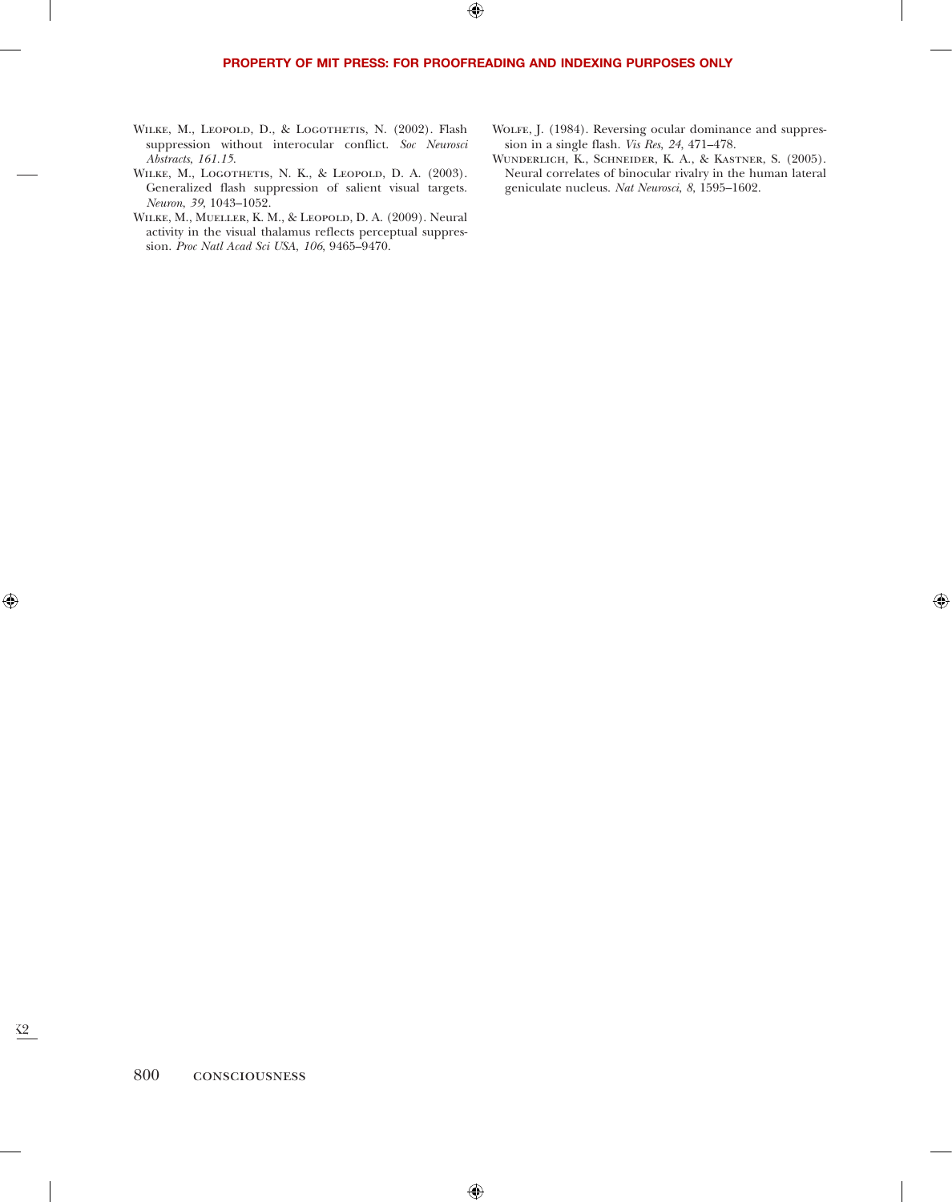Wilke, M., Leopold, D., & Logothetis, N. (2002). Flash suppression without interocular conflict. *Soc Neurosci Abstracts*, *161.15*.

Wilke, M., Logothetis, N. K., & Leopold, D. A. (2003). Generalized flash suppression of salient visual targets. *Neuron*, *39*, 1043–1052.

Wilke, M., Mueller, K. M., & Leopold, D. A. (2009). Neural activity in the visual thalamus reflects perceptual suppression. *Proc Natl Acad Sci USA*, *106*, 9465–9470.

Wolfe, J. (1984). Reversing ocular dominance and suppression in a single flash. *Vis Res*, *24*, 471–478.

Wunderlich, K., Schneider, K. A., & Kastner, S. (2005). Neural correlates of binocular rivalry in the human lateral geniculate nucleus. *Nat Neurosci*, *8*, 1595–1602.